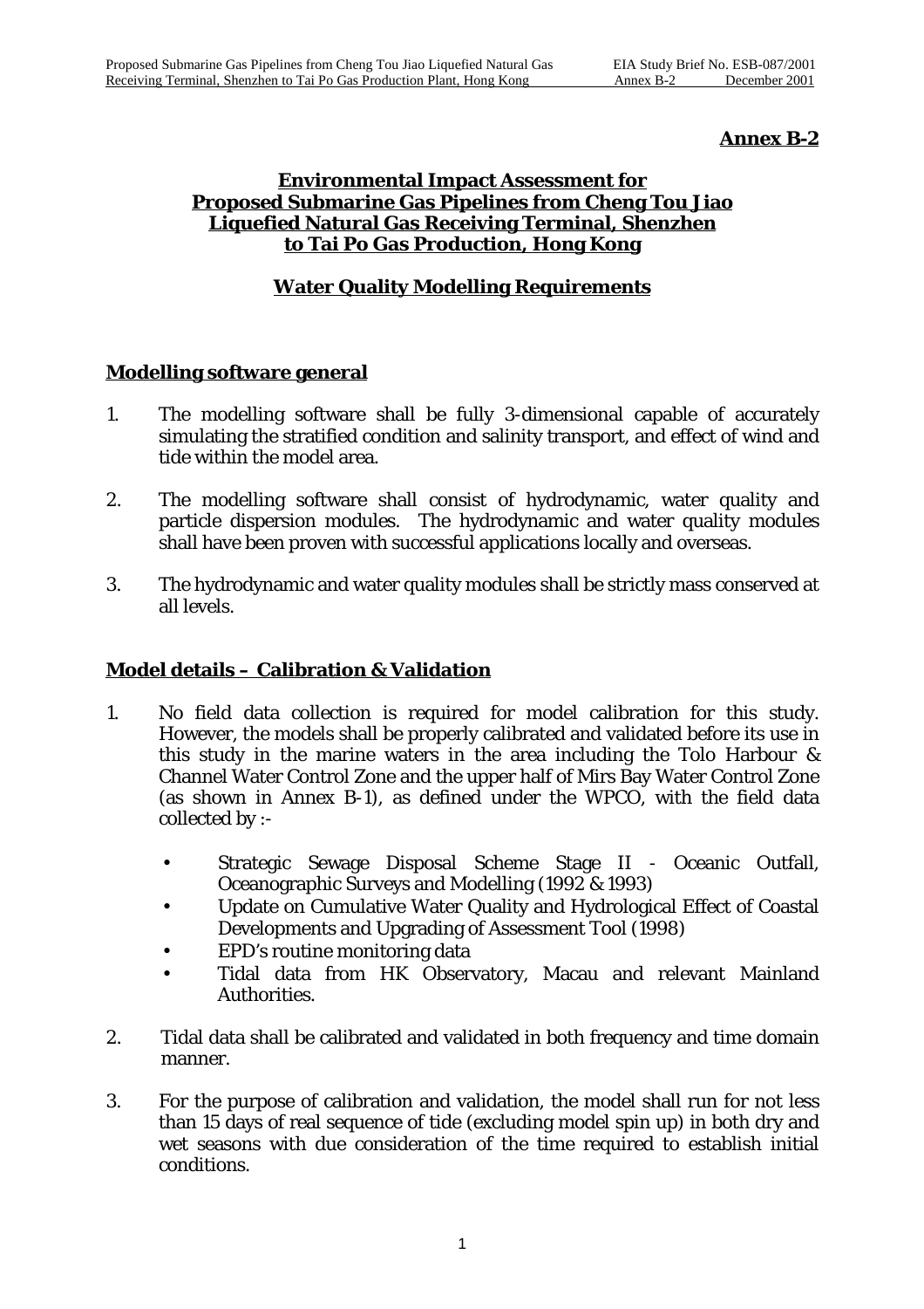**Annex B-2**

# Environmental Impact Assessment for Proposed Submarine Gas Pipelines from Cheng Tou Jiao Liquefied Natural Gas Receiving Terminal, Shenzhen to Tai Po Gas Production, Hong Kong

## Water Quality Modelling Requirements

### Modelling software general

1. The modelling software shall be fully 3-dimensional capable of accurately simulating the stratified condition and salinity transport, and effect of wind and tide within the model area.

2. The modelling software shall consist of hydrodynamic, water quality and particle dispersion modules. The hydrodynamic and water quality modules shall have been proven with successful applications locally and overseas.

3. The hydrodynamic and water quality modules shall be strictly mass conserved at all levels.

### Model details – Calibration & Validation

1. No field data collection is required for model calibration for this study. However, the models shall be properly calibrated and validated before its use in this study in the marine waters in the area including the Tolo Harbour & Channel Water Control Zone and the upper half of Mirs Bay Water Control Zone (as shown in Annex B-1), as defined under the WPCO, with the field data collected by :-

   - Strategic Sewage Disposal Scheme Stage II - Oceanic Outfall, Oceanographic Surveys and Modelling (1992 & 1993)
   - Update on Cumulative Water Quality and Hydrological Effect of Coastal Developments and Upgrading of Assessment Tool (1998)
   - EPD's routine monitoring data
   - Tidal data from HK Observatory, Macau and relevant Mainland Authorities.

2. Tidal data shall be calibrated and validated in both frequency and time domain manner.

3. For the purpose of calibration and validation, the model shall run for not less than 15 days of real sequence of tide (excluding model spin up) in both dry and wet seasons with due consideration of the time required to establish initial conditions.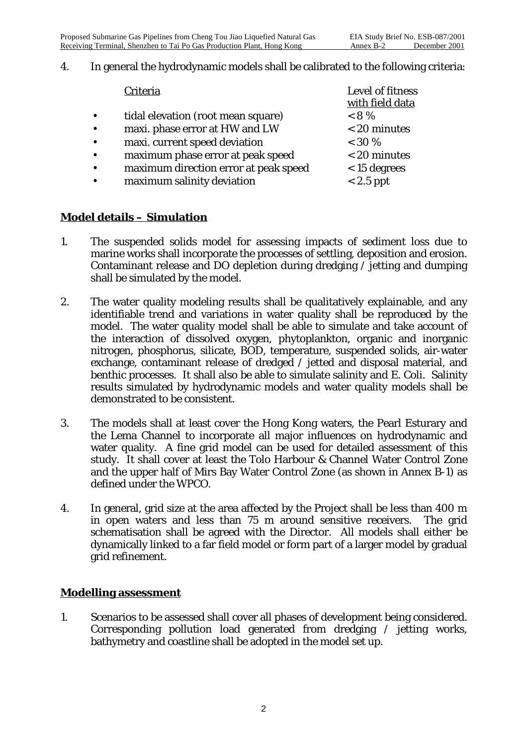4. In general the hydrodynamic models shall be calibrated to the following criteria:

| Criteria | Level of fitness with field data |
|---|---|
| • tidal elevation (root mean square) | < 8 % |
| • maxi. phase error at HW and LW | < 20 minutes |
| • maxi. current speed deviation | < 30 % |
| • maximum phase error at peak speed | < 20 minutes |
| • maximum direction error at peak speed | < 15 degrees |
| • maximum salinity deviation | < 2.5 ppt |

## **Model details – Simulation**

1. The suspended solids model for assessing impacts of sediment loss due to marine works shall incorporate the processes of settling, deposition and erosion. Contaminant release and DO depletion during dredging / jetting and dumping shall be simulated by the model.

2. The water quality modeling results shall be qualitatively explainable, and any identifiable trend and variations in water quality shall be reproduced by the model. The water quality model shall be able to simulate and take account of the interaction of dissolved oxygen, phytoplankton, organic and inorganic nitrogen, phosphorus, silicate, BOD, temperature, suspended solids, air-water exchange, contaminant release of dredged / jetted and disposal material, and benthic processes. It shall also be able to simulate salinity and E. Coli. Salinity results simulated by hydrodynamic models and water quality models shall be demonstrated to be consistent.

3. The models shall at least cover the Hong Kong waters, the Pearl Esturary and the Lema Channel to incorporate all major influences on hydrodynamic and water quality. A fine grid model can be used for detailed assessment of this study. It shall cover at least the Tolo Harbour & Channel Water Control Zone and the upper half of Mirs Bay Water Control Zone (as shown in Annex B-1) as defined under the WPCO.

4. In general, grid size at the area affected by the Project shall be less than 400 m in open waters and less than 75 m around sensitive receivers. The grid schematisation shall be agreed with the Director. All models shall either be dynamically linked to a far field model or form part of a larger model by gradual grid refinement.

## **Modelling assessment**

1. Scenarios to be assessed shall cover all phases of development being considered. Corresponding pollution load generated from dredging / jetting works, bathymetry and coastline shall be adopted in the model set up.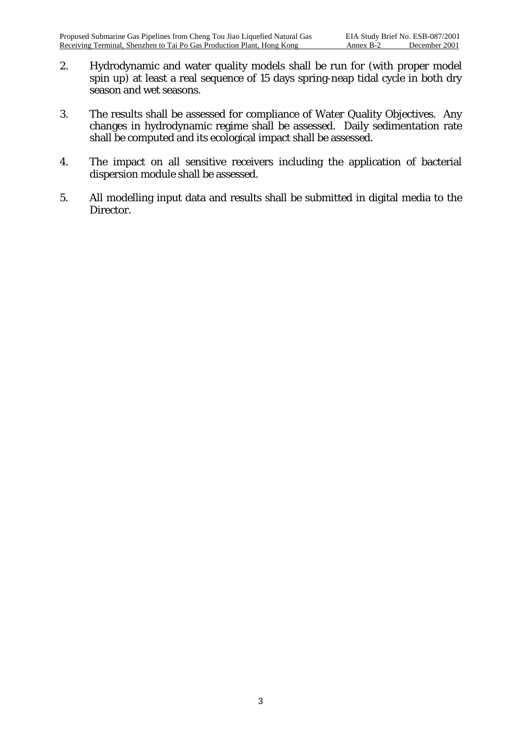2. Hydrodynamic and water quality models shall be run for (with proper model spin up) at least a real sequence of 15 days spring-neap tidal cycle in both dry season and wet seasons.

3. The results shall be assessed for compliance of Water Quality Objectives. Any changes in hydrodynamic regime shall be assessed. Daily sedimentation rate shall be computed and its ecological impact shall be assessed.

4. The impact on all sensitive receivers including the application of bacterial dispersion module shall be assessed.

5. All modelling input data and results shall be submitted in digital media to the Director.